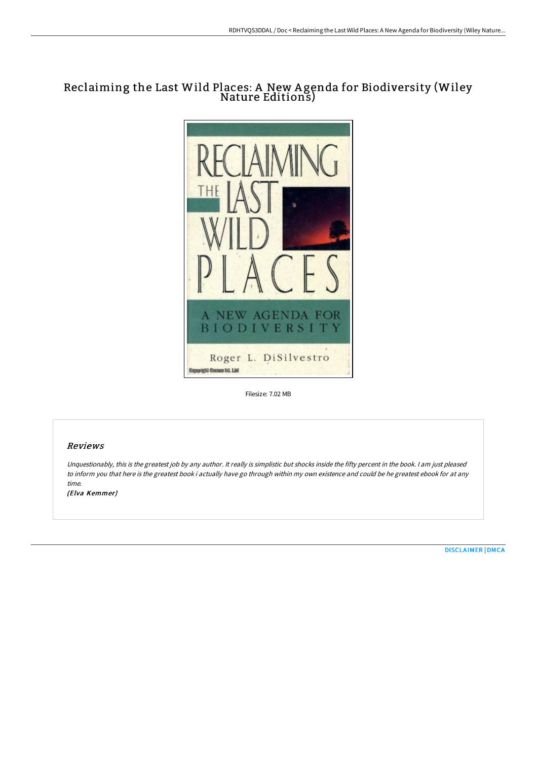# Reclaiming the Last Wild Places: A New Agenda for Biodiversity (Wiley Nature Editions)

Filesize: 7.02 MB

## Reviews

*Unquestionably, this is the greatest job by any author. It really is simplistic but shocks inside the fifty percent in the book. I am just pleased to inform you that here is the greatest book i actually have go through within my own existence and could be he greatest ebook for at any time.*

***(Elva Kemmer)***

DISCLAIMER | DMCA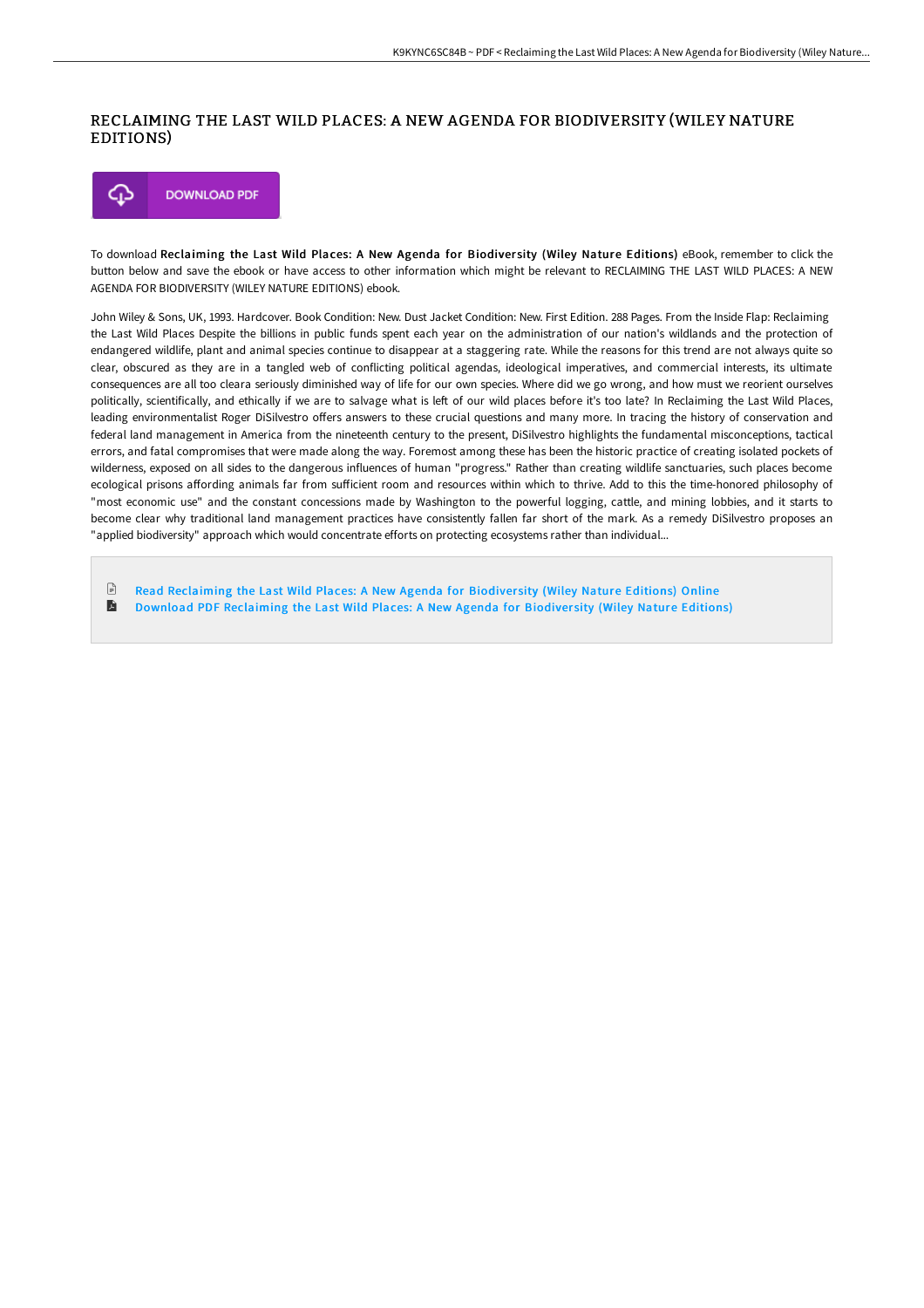# RECLAIMING THE LAST WILD PLACES: A NEW AGENDA FOR BIODIVERSITY (WILEY NATURE EDITIONS)

DOWNLOAD PDF

To download **Reclaiming the Last Wild Places: A New Agenda for Biodiversity (Wiley Nature Editions)** eBook, remember to click the button below and save the ebook or have access to other information which might be relevant to RECLAIMING THE LAST WILD PLACES: A NEW AGENDA FOR BIODIVERSITY (WILEY NATURE EDITIONS) ebook.

John Wiley & Sons, UK, 1993. Hardcover. Book Condition: New. Dust Jacket Condition: New. First Edition. 288 Pages. From the Inside Flap: Reclaiming the Last Wild Places Despite the billions in public funds spent each year on the administration of our nation's wildlands and the protection of endangered wildlife, plant and animal species continue to disappear at a staggering rate. While the reasons for this trend are not always quite so clear, obscured as they are in a tangled web of conflicting political agendas, ideological imperatives, and commercial interests, its ultimate consequences are all too cleara seriously diminished way of life for our own species. Where did we go wrong, and how must we reorient ourselves politically, scientifically, and ethically if we are to salvage what is left of our wild places before it's too late? In Reclaiming the Last Wild Places, leading environmentalist Roger DiSilvestro offers answers to these crucial questions and many more. In tracing the history of conservation and federal land management in America from the nineteenth century to the present, DiSilvestro highlights the fundamental misconceptions, tactical errors, and fatal compromises that were made along the way. Foremost among these has been the historic practice of creating isolated pockets of wilderness, exposed on all sides to the dangerous influences of human "progress." Rather than creating wildlife sanctuaries, such places become ecological prisons affording animals far from sufficient room and resources within which to thrive. Add to this the time-honored philosophy of "most economic use" and the constant concessions made by Washington to the powerful logging, cattle, and mining lobbies, and it starts to become clear why traditional land management practices have consistently fallen far short of the mark. As a remedy DiSilvestro proposes an "applied biodiversity" approach which would concentrate efforts on protecting ecosystems rather than individual...

- Read Reclaiming the Last Wild Places: A New Agenda for Biodiversity (Wiley Nature Editions) Online
- Download PDF Reclaiming the Last Wild Places: A New Agenda for Biodiversity (Wiley Nature Editions)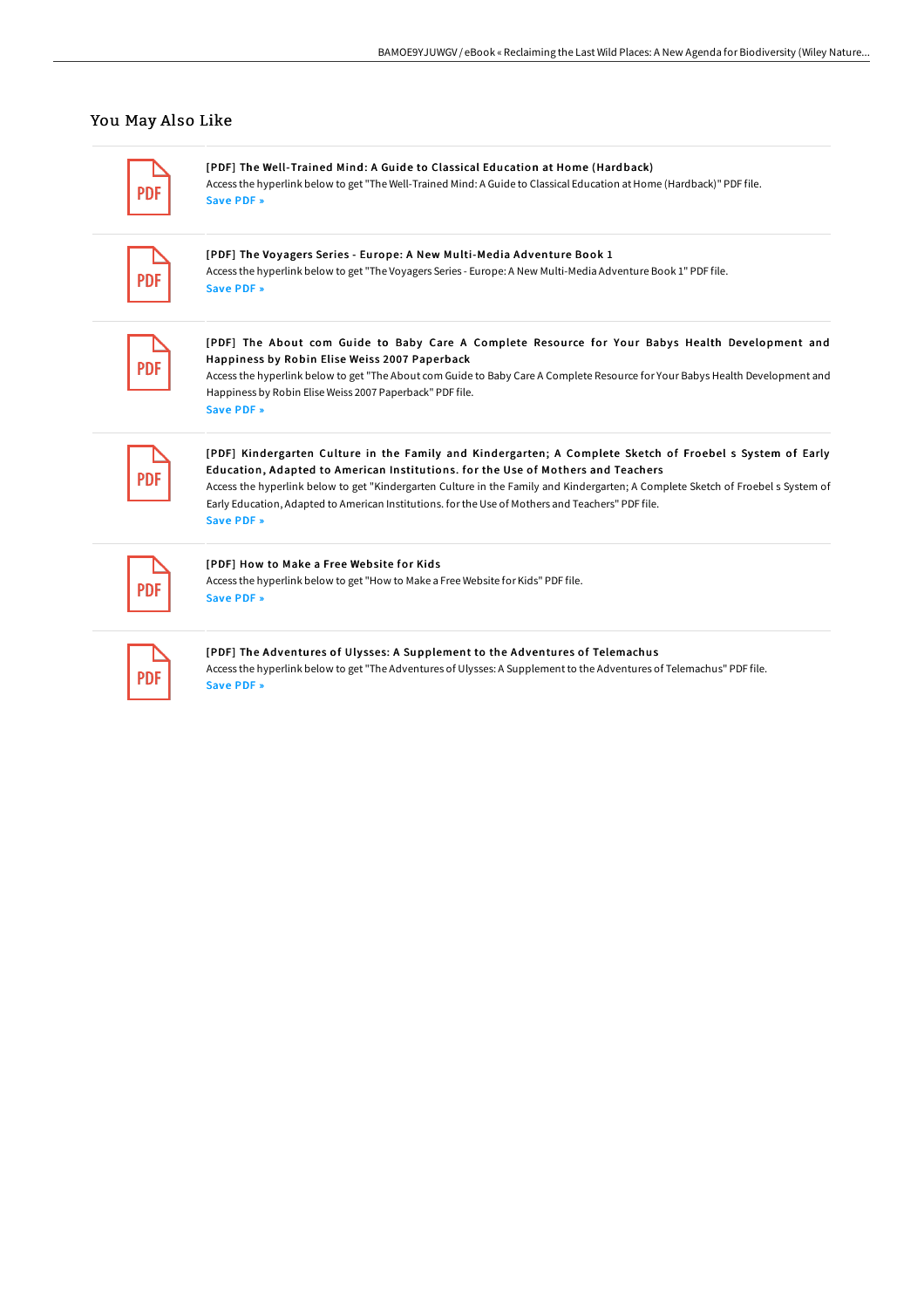## You May Also Like

**[PDF] The Well-Trained Mind: A Guide to Classical Education at Home (Hardback)**
Access the hyperlink below to get "The Well-Trained Mind: A Guide to Classical Education at Home (Hardback)" PDF file.
Save PDF »

**[PDF] The Voyagers Series - Europe: A New Multi-Media Adventure Book 1**
Access the hyperlink below to get "The Voyagers Series - Europe: A New Multi-Media Adventure Book 1" PDF file.
Save PDF »

**[PDF] The About com Guide to Baby Care A Complete Resource for Your Babys Health Development and Happiness by Robin Elise Weiss 2007 Paperback**
Access the hyperlink below to get "The About com Guide to Baby Care A Complete Resource for Your Babys Health Development and Happiness by Robin Elise Weiss 2007 Paperback" PDF file.
Save PDF »

**[PDF] Kindergarten Culture in the Family and Kindergarten; A Complete Sketch of Froebel s System of Early Education, Adapted to American Institutions. for the Use of Mothers and Teachers**
Access the hyperlink below to get "Kindergarten Culture in the Family and Kindergarten; A Complete Sketch of Froebel s System of Early Education, Adapted to American Institutions. for the Use of Mothers and Teachers" PDF file.
Save PDF »

**[PDF] How to Make a Free Website for Kids**
Access the hyperlink below to get "How to Make a Free Website for Kids" PDF file.
Save PDF »

**[PDF] The Adventures of Ulysses: A Supplement to the Adventures of Telemachus**
Access the hyperlink below to get "The Adventures of Ulysses: A Supplement to the Adventures of Telemachus" PDF file.
Save PDF »